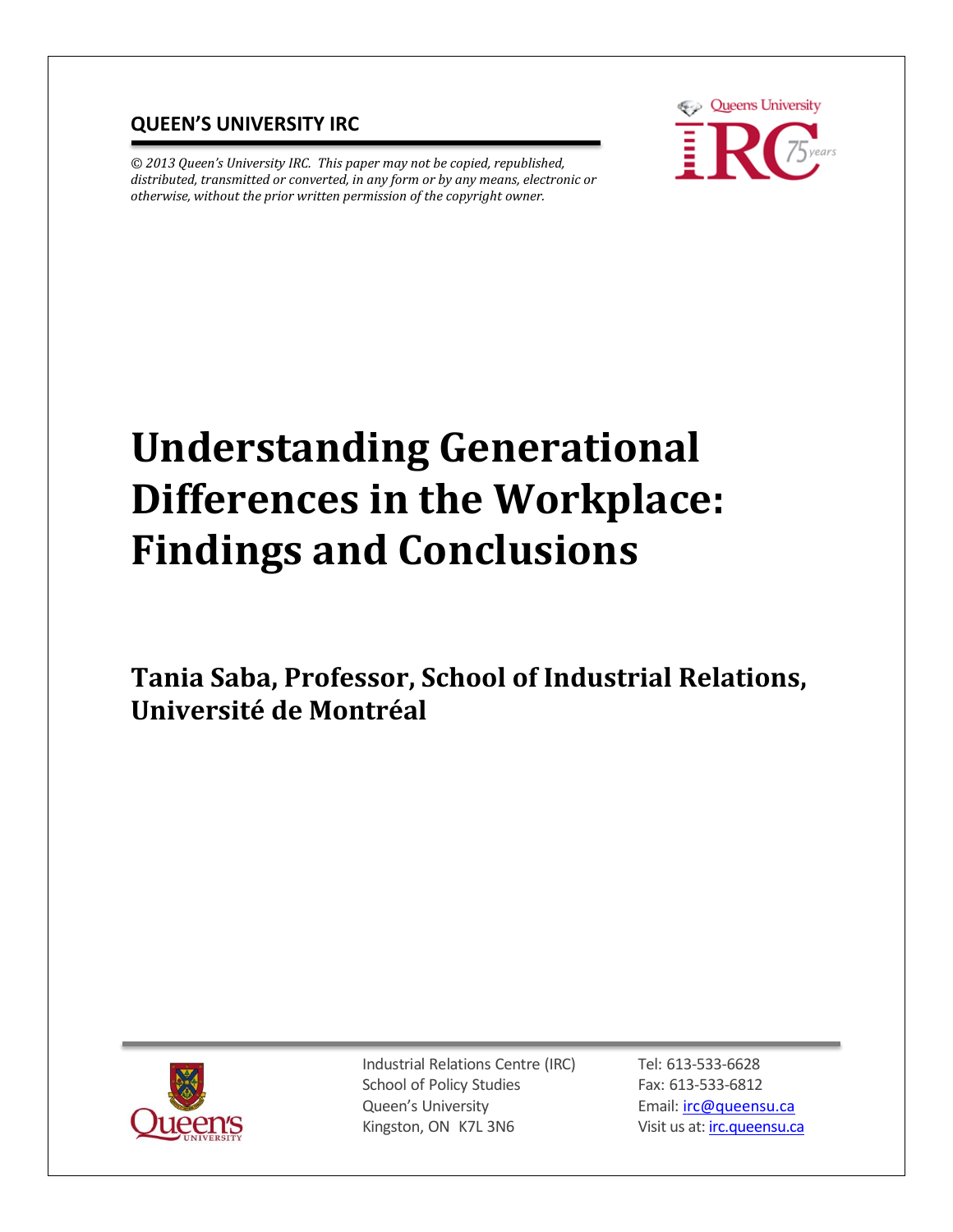**QUEEN'S UNIVERSITY IRC**

*© 2013 Queen's University IRC. This paper may not be copied, republished, distributed, transmitted or converted, in any form or by any means, electronic or otherwise, without the prior written permission of the copyright owner.*

# Understanding Generational Differences in the Workplace: Findings and Conclusions

**Tania Saba, Professor, School of Industrial Relations, Université de Montréal**

Industrial Relations Centre (IRC)
School of Policy Studies
Queen's University
Kingston, ON K7L 3N6

Tel: 613-533-6628
Fax: 613-533-6812
Email: irc@queensu.ca
Visit us at: irc.queensu.ca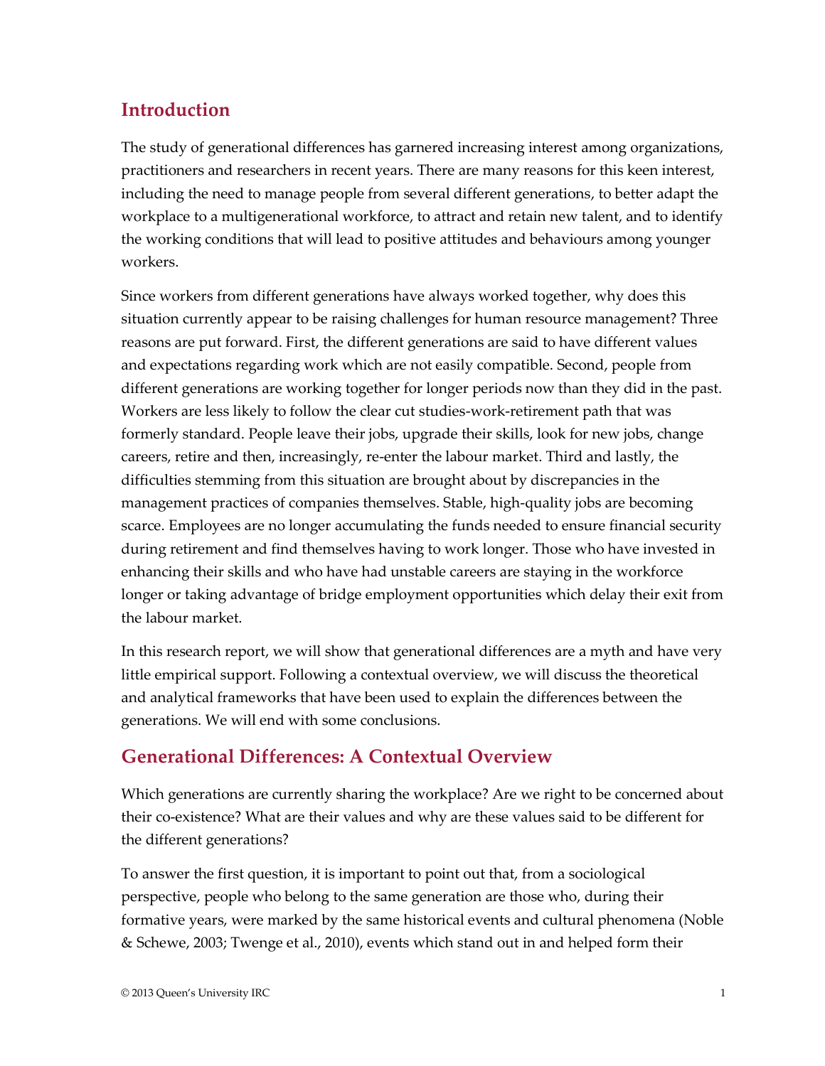## Introduction

The study of generational differences has garnered increasing interest among organizations, practitioners and researchers in recent years. There are many reasons for this keen interest, including the need to manage people from several different generations, to better adapt the workplace to a multigenerational workforce, to attract and retain new talent, and to identify the working conditions that will lead to positive attitudes and behaviours among younger workers.

Since workers from different generations have always worked together, why does this situation currently appear to be raising challenges for human resource management? Three reasons are put forward. First, the different generations are said to have different values and expectations regarding work which are not easily compatible. Second, people from different generations are working together for longer periods now than they did in the past. Workers are less likely to follow the clear cut studies-work-retirement path that was formerly standard. People leave their jobs, upgrade their skills, look for new jobs, change careers, retire and then, increasingly, re-enter the labour market. Third and lastly, the difficulties stemming from this situation are brought about by discrepancies in the management practices of companies themselves. Stable, high-quality jobs are becoming scarce. Employees are no longer accumulating the funds needed to ensure financial security during retirement and find themselves having to work longer. Those who have invested in enhancing their skills and who have had unstable careers are staying in the workforce longer or taking advantage of bridge employment opportunities which delay their exit from the labour market.

In this research report, we will show that generational differences are a myth and have very little empirical support. Following a contextual overview, we will discuss the theoretical and analytical frameworks that have been used to explain the differences between the generations. We will end with some conclusions.

## Generational Differences: A Contextual Overview

Which generations are currently sharing the workplace? Are we right to be concerned about their co-existence? What are their values and why are these values said to be different for the different generations?

To answer the first question, it is important to point out that, from a sociological perspective, people who belong to the same generation are those who, during their formative years, were marked by the same historical events and cultural phenomena (Noble & Schewe, 2003; Twenge et al., 2010), events which stand out in and helped form their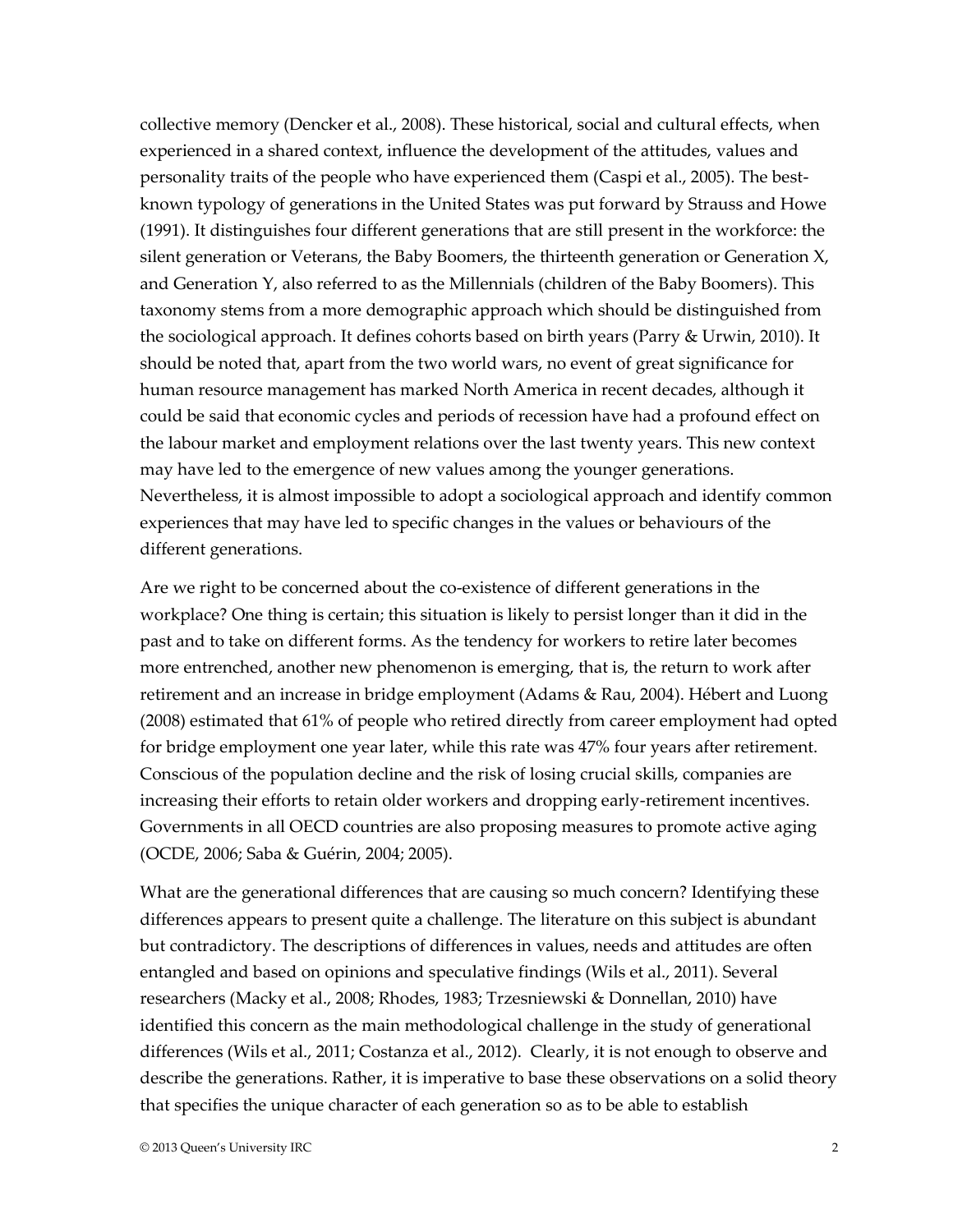collective memory (Dencker et al., 2008). These historical, social and cultural effects, when experienced in a shared context, influence the development of the attitudes, values and personality traits of the people who have experienced them (Caspi et al., 2005). The best-known typology of generations in the United States was put forward by Strauss and Howe (1991). It distinguishes four different generations that are still present in the workforce: the silent generation or Veterans, the Baby Boomers, the thirteenth generation or Generation X, and Generation Y, also referred to as the Millennials (children of the Baby Boomers). This taxonomy stems from a more demographic approach which should be distinguished from the sociological approach. It defines cohorts based on birth years (Parry & Urwin, 2010). It should be noted that, apart from the two world wars, no event of great significance for human resource management has marked North America in recent decades, although it could be said that economic cycles and periods of recession have had a profound effect on the labour market and employment relations over the last twenty years. This new context may have led to the emergence of new values among the younger generations. Nevertheless, it is almost impossible to adopt a sociological approach and identify common experiences that may have led to specific changes in the values or behaviours of the different generations.

Are we right to be concerned about the co-existence of different generations in the workplace? One thing is certain; this situation is likely to persist longer than it did in the past and to take on different forms. As the tendency for workers to retire later becomes more entrenched, another new phenomenon is emerging, that is, the return to work after retirement and an increase in bridge employment (Adams & Rau, 2004). Hébert and Luong (2008) estimated that 61% of people who retired directly from career employment had opted for bridge employment one year later, while this rate was 47% four years after retirement. Conscious of the population decline and the risk of losing crucial skills, companies are increasing their efforts to retain older workers and dropping early-retirement incentives. Governments in all OECD countries are also proposing measures to promote active aging (OCDE, 2006; Saba & Guérin, 2004; 2005).

What are the generational differences that are causing so much concern? Identifying these differences appears to present quite a challenge. The literature on this subject is abundant but contradictory. The descriptions of differences in values, needs and attitudes are often entangled and based on opinions and speculative findings (Wils et al., 2011). Several researchers (Macky et al., 2008; Rhodes, 1983; Trzesniewski & Donnellan, 2010) have identified this concern as the main methodological challenge in the study of generational differences (Wils et al., 2011; Costanza et al., 2012). Clearly, it is not enough to observe and describe the generations. Rather, it is imperative to base these observations on a solid theory that specifies the unique character of each generation so as to be able to establish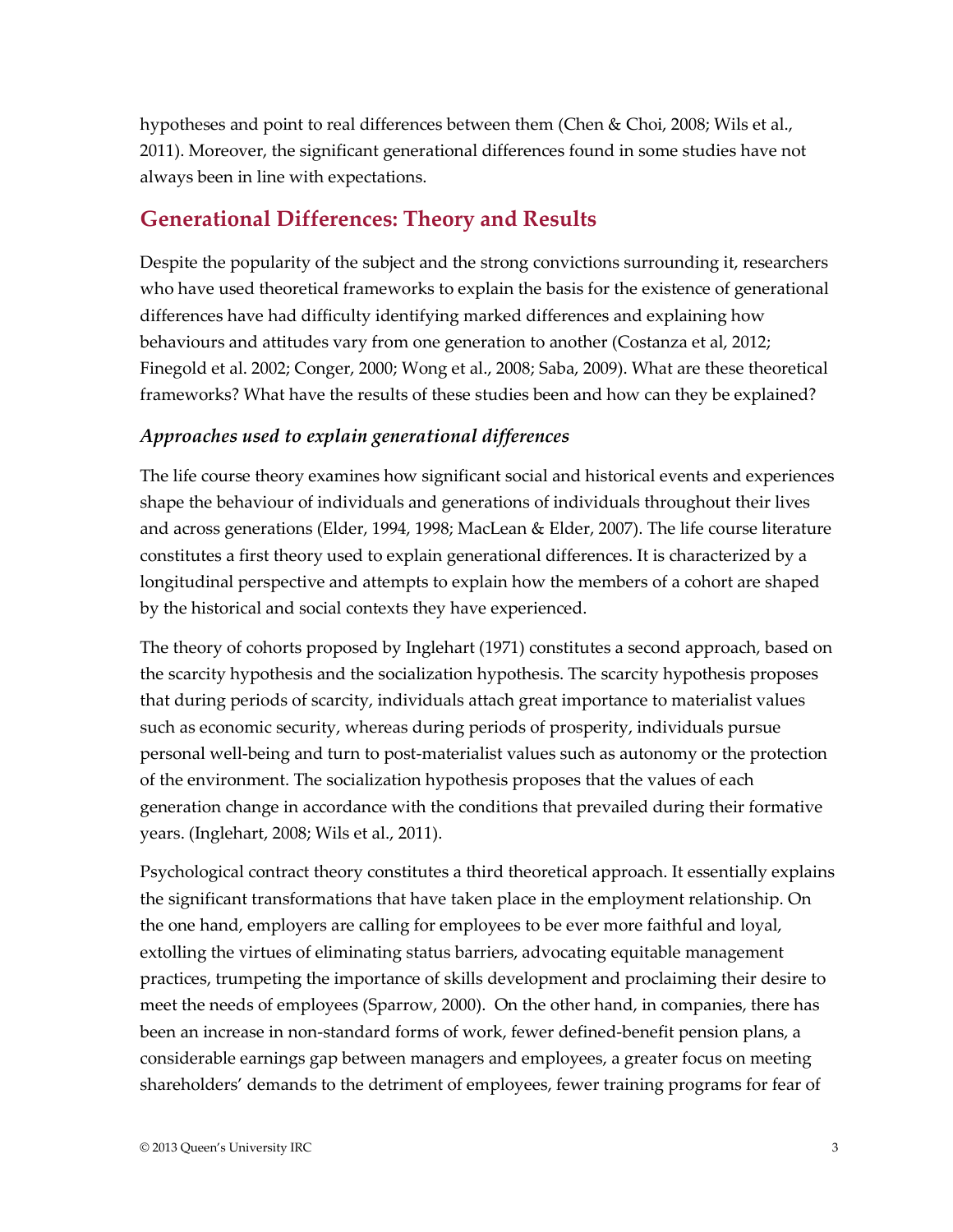hypotheses and point to real differences between them (Chen & Choi, 2008; Wils et al., 2011). Moreover, the significant generational differences found in some studies have not always been in line with expectations.

## Generational Differences: Theory and Results

Despite the popularity of the subject and the strong convictions surrounding it, researchers who have used theoretical frameworks to explain the basis for the existence of generational differences have had difficulty identifying marked differences and explaining how behaviours and attitudes vary from one generation to another (Costanza et al, 2012; Finegold et al. 2002; Conger, 2000; Wong et al., 2008; Saba, 2009). What are these theoretical frameworks? What have the results of these studies been and how can they be explained?

### *Approaches used to explain generational differences*

The life course theory examines how significant social and historical events and experiences shape the behaviour of individuals and generations of individuals throughout their lives and across generations (Elder, 1994, 1998; MacLean & Elder, 2007). The life course literature constitutes a first theory used to explain generational differences. It is characterized by a longitudinal perspective and attempts to explain how the members of a cohort are shaped by the historical and social contexts they have experienced.

The theory of cohorts proposed by Inglehart (1971) constitutes a second approach, based on the scarcity hypothesis and the socialization hypothesis. The scarcity hypothesis proposes that during periods of scarcity, individuals attach great importance to materialist values such as economic security, whereas during periods of prosperity, individuals pursue personal well-being and turn to post-materialist values such as autonomy or the protection of the environment. The socialization hypothesis proposes that the values of each generation change in accordance with the conditions that prevailed during their formative years. (Inglehart, 2008; Wils et al., 2011).

Psychological contract theory constitutes a third theoretical approach. It essentially explains the significant transformations that have taken place in the employment relationship. On the one hand, employers are calling for employees to be ever more faithful and loyal, extolling the virtues of eliminating status barriers, advocating equitable management practices, trumpeting the importance of skills development and proclaiming their desire to meet the needs of employees (Sparrow, 2000). On the other hand, in companies, there has been an increase in non-standard forms of work, fewer defined-benefit pension plans, a considerable earnings gap between managers and employees, a greater focus on meeting shareholders' demands to the detriment of employees, fewer training programs for fear of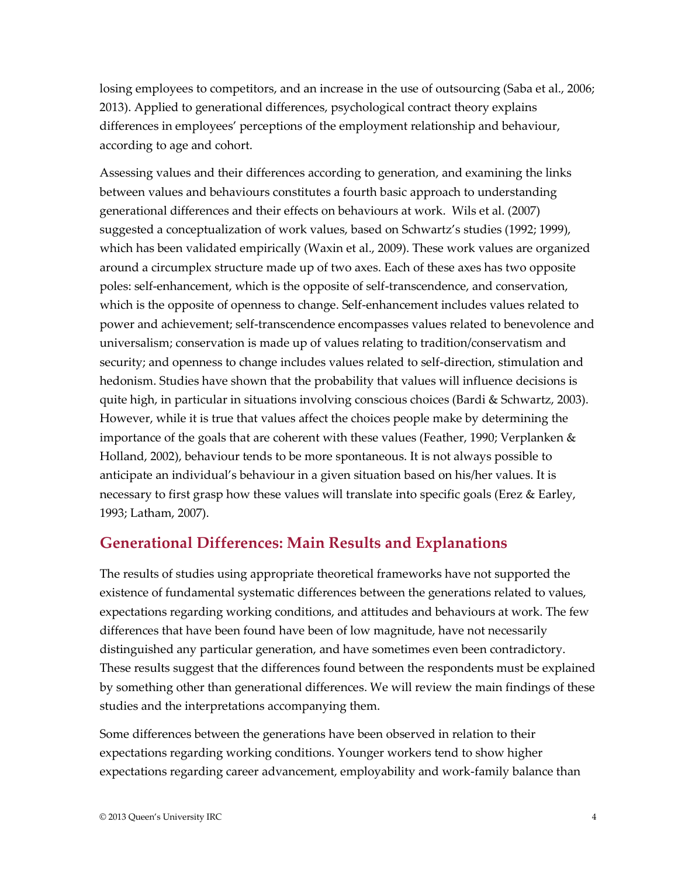losing employees to competitors, and an increase in the use of outsourcing (Saba et al., 2006; 2013). Applied to generational differences, psychological contract theory explains differences in employees' perceptions of the employment relationship and behaviour, according to age and cohort.

Assessing values and their differences according to generation, and examining the links between values and behaviours constitutes a fourth basic approach to understanding generational differences and their effects on behaviours at work. Wils et al. (2007) suggested a conceptualization of work values, based on Schwartz's studies (1992; 1999), which has been validated empirically (Waxin et al., 2009). These work values are organized around a circumplex structure made up of two axes. Each of these axes has two opposite poles: self-enhancement, which is the opposite of self-transcendence, and conservation, which is the opposite of openness to change. Self-enhancement includes values related to power and achievement; self-transcendence encompasses values related to benevolence and universalism; conservation is made up of values relating to tradition/conservatism and security; and openness to change includes values related to self-direction, stimulation and hedonism. Studies have shown that the probability that values will influence decisions is quite high, in particular in situations involving conscious choices (Bardi & Schwartz, 2003). However, while it is true that values affect the choices people make by determining the importance of the goals that are coherent with these values (Feather, 1990; Verplanken & Holland, 2002), behaviour tends to be more spontaneous. It is not always possible to anticipate an individual's behaviour in a given situation based on his/her values. It is necessary to first grasp how these values will translate into specific goals (Erez & Earley, 1993; Latham, 2007).

## Generational Differences: Main Results and Explanations

The results of studies using appropriate theoretical frameworks have not supported the existence of fundamental systematic differences between the generations related to values, expectations regarding working conditions, and attitudes and behaviours at work. The few differences that have been found have been of low magnitude, have not necessarily distinguished any particular generation, and have sometimes even been contradictory. These results suggest that the differences found between the respondents must be explained by something other than generational differences. We will review the main findings of these studies and the interpretations accompanying them.

Some differences between the generations have been observed in relation to their expectations regarding working conditions. Younger workers tend to show higher expectations regarding career advancement, employability and work-family balance than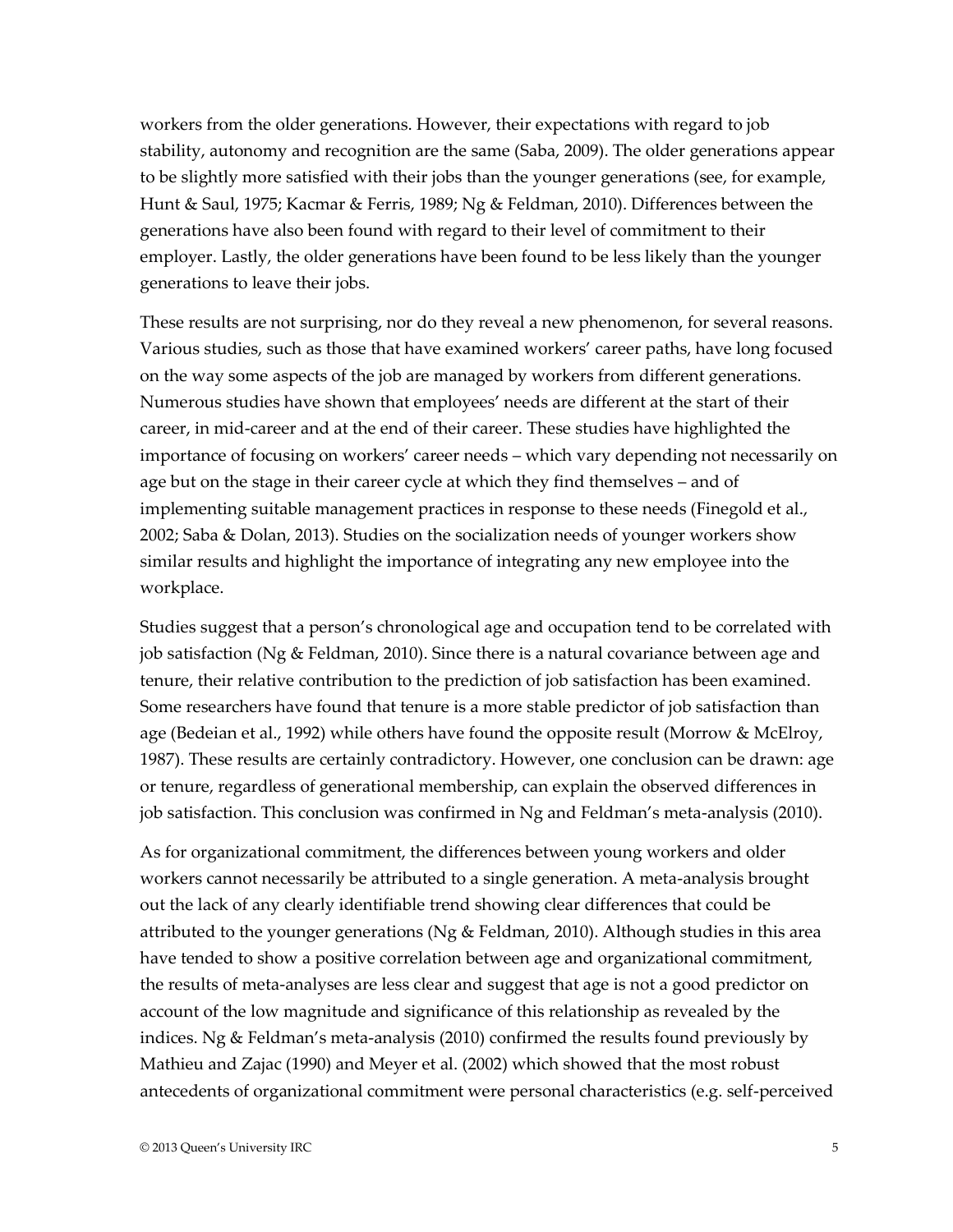workers from the older generations. However, their expectations with regard to job stability, autonomy and recognition are the same (Saba, 2009). The older generations appear to be slightly more satisfied with their jobs than the younger generations (see, for example, Hunt & Saul, 1975; Kacmar & Ferris, 1989; Ng & Feldman, 2010). Differences between the generations have also been found with regard to their level of commitment to their employer. Lastly, the older generations have been found to be less likely than the younger generations to leave their jobs.

These results are not surprising, nor do they reveal a new phenomenon, for several reasons. Various studies, such as those that have examined workers' career paths, have long focused on the way some aspects of the job are managed by workers from different generations. Numerous studies have shown that employees' needs are different at the start of their career, in mid-career and at the end of their career. These studies have highlighted the importance of focusing on workers' career needs – which vary depending not necessarily on age but on the stage in their career cycle at which they find themselves – and of implementing suitable management practices in response to these needs (Finegold et al., 2002; Saba & Dolan, 2013). Studies on the socialization needs of younger workers show similar results and highlight the importance of integrating any new employee into the workplace.

Studies suggest that a person's chronological age and occupation tend to be correlated with job satisfaction (Ng & Feldman, 2010). Since there is a natural covariance between age and tenure, their relative contribution to the prediction of job satisfaction has been examined. Some researchers have found that tenure is a more stable predictor of job satisfaction than age (Bedeian et al., 1992) while others have found the opposite result (Morrow & McElroy, 1987). These results are certainly contradictory. However, one conclusion can be drawn: age or tenure, regardless of generational membership, can explain the observed differences in job satisfaction. This conclusion was confirmed in Ng and Feldman's meta-analysis (2010).

As for organizational commitment, the differences between young workers and older workers cannot necessarily be attributed to a single generation. A meta-analysis brought out the lack of any clearly identifiable trend showing clear differences that could be attributed to the younger generations (Ng & Feldman, 2010). Although studies in this area have tended to show a positive correlation between age and organizational commitment, the results of meta-analyses are less clear and suggest that age is not a good predictor on account of the low magnitude and significance of this relationship as revealed by the indices. Ng & Feldman's meta-analysis (2010) confirmed the results found previously by Mathieu and Zajac (1990) and Meyer et al. (2002) which showed that the most robust antecedents of organizational commitment were personal characteristics (e.g. self-perceived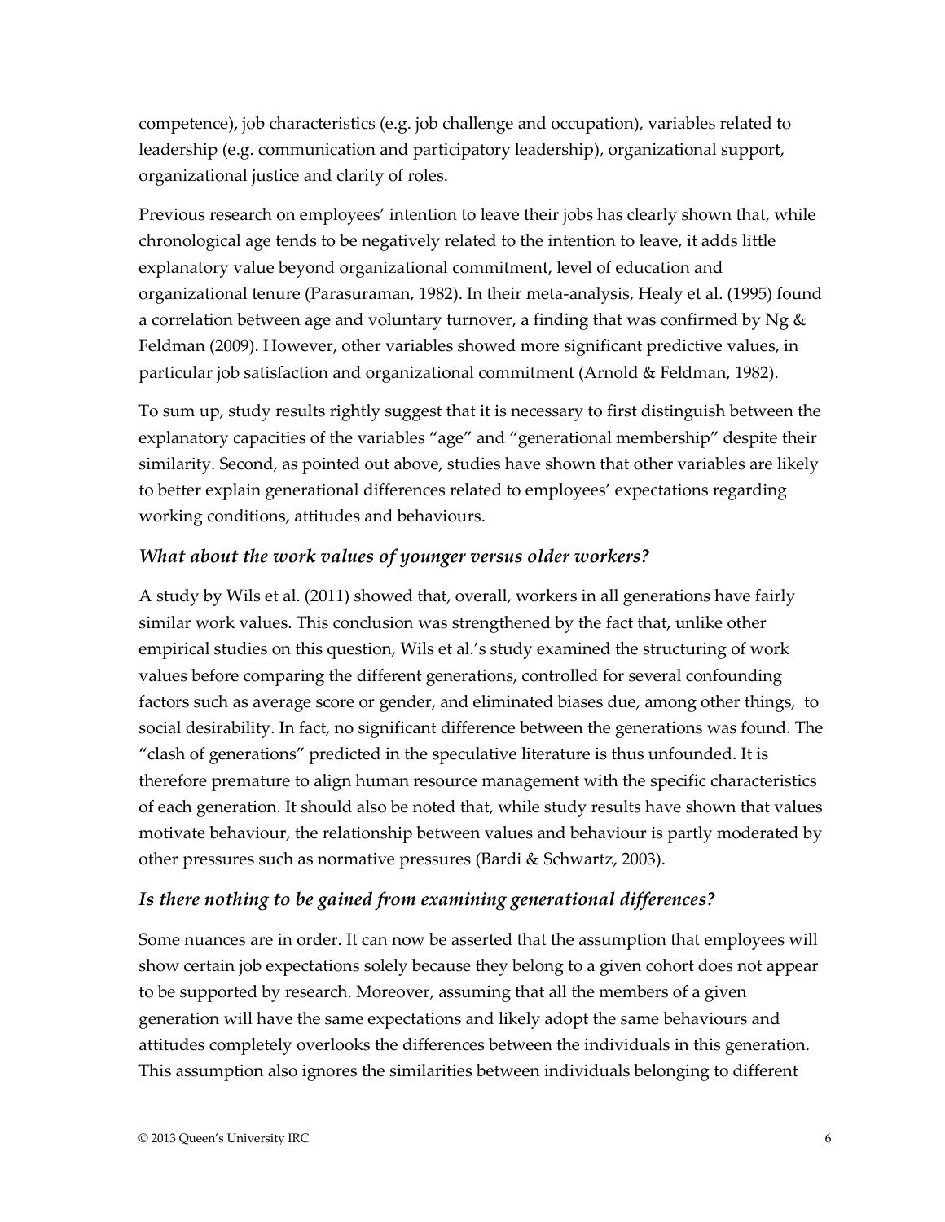competence), job characteristics (e.g. job challenge and occupation), variables related to leadership (e.g. communication and participatory leadership), organizational support, organizational justice and clarity of roles.

Previous research on employees' intention to leave their jobs has clearly shown that, while chronological age tends to be negatively related to the intention to leave, it adds little explanatory value beyond organizational commitment, level of education and organizational tenure (Parasuraman, 1982). In their meta-analysis, Healy et al. (1995) found a correlation between age and voluntary turnover, a finding that was confirmed by Ng & Feldman (2009). However, other variables showed more significant predictive values, in particular job satisfaction and organizational commitment (Arnold & Feldman, 1982).

To sum up, study results rightly suggest that it is necessary to first distinguish between the explanatory capacities of the variables "age" and "generational membership" despite their similarity. Second, as pointed out above, studies have shown that other variables are likely to better explain generational differences related to employees' expectations regarding working conditions, attitudes and behaviours.

### *What about the work values of younger versus older workers?*

A study by Wils et al. (2011) showed that, overall, workers in all generations have fairly similar work values. This conclusion was strengthened by the fact that, unlike other empirical studies on this question, Wils et al.'s study examined the structuring of work values before comparing the different generations, controlled for several confounding factors such as average score or gender, and eliminated biases due, among other things, to social desirability. In fact, no significant difference between the generations was found. The "clash of generations" predicted in the speculative literature is thus unfounded. It is therefore premature to align human resource management with the specific characteristics of each generation. It should also be noted that, while study results have shown that values motivate behaviour, the relationship between values and behaviour is partly moderated by other pressures such as normative pressures (Bardi & Schwartz, 2003).

### *Is there nothing to be gained from examining generational differences?*

Some nuances are in order. It can now be asserted that the assumption that employees will show certain job expectations solely because they belong to a given cohort does not appear to be supported by research. Moreover, assuming that all the members of a given generation will have the same expectations and likely adopt the same behaviours and attitudes completely overlooks the differences between the individuals in this generation. This assumption also ignores the similarities between individuals belonging to different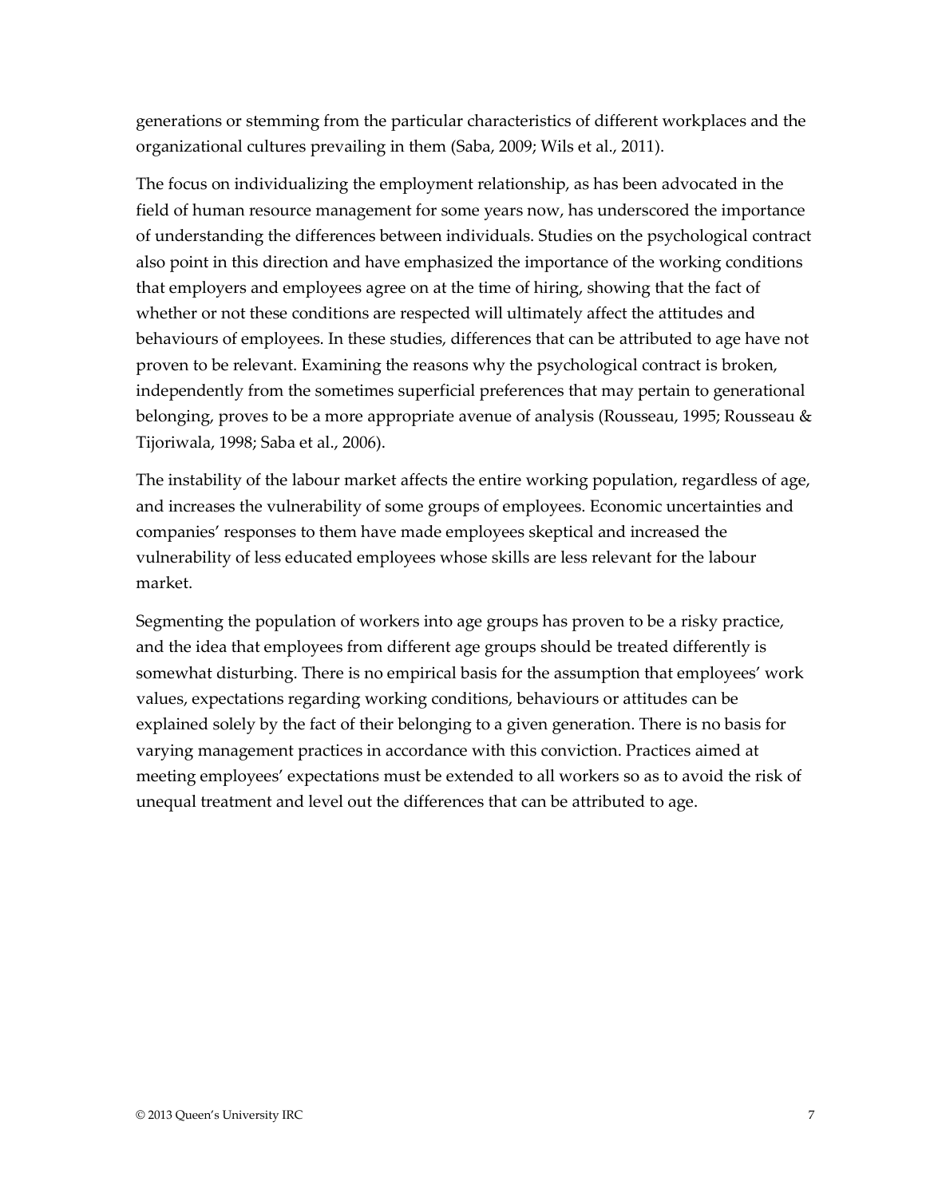generations or stemming from the particular characteristics of different workplaces and the organizational cultures prevailing in them (Saba, 2009; Wils et al., 2011).

The focus on individualizing the employment relationship, as has been advocated in the field of human resource management for some years now, has underscored the importance of understanding the differences between individuals. Studies on the psychological contract also point in this direction and have emphasized the importance of the working conditions that employers and employees agree on at the time of hiring, showing that the fact of whether or not these conditions are respected will ultimately affect the attitudes and behaviours of employees. In these studies, differences that can be attributed to age have not proven to be relevant. Examining the reasons why the psychological contract is broken, independently from the sometimes superficial preferences that may pertain to generational belonging, proves to be a more appropriate avenue of analysis (Rousseau, 1995; Rousseau & Tijoriwala, 1998; Saba et al., 2006).

The instability of the labour market affects the entire working population, regardless of age, and increases the vulnerability of some groups of employees. Economic uncertainties and companies' responses to them have made employees skeptical and increased the vulnerability of less educated employees whose skills are less relevant for the labour market.

Segmenting the population of workers into age groups has proven to be a risky practice, and the idea that employees from different age groups should be treated differently is somewhat disturbing. There is no empirical basis for the assumption that employees' work values, expectations regarding working conditions, behaviours or attitudes can be explained solely by the fact of their belonging to a given generation. There is no basis for varying management practices in accordance with this conviction. Practices aimed at meeting employees' expectations must be extended to all workers so as to avoid the risk of unequal treatment and level out the differences that can be attributed to age.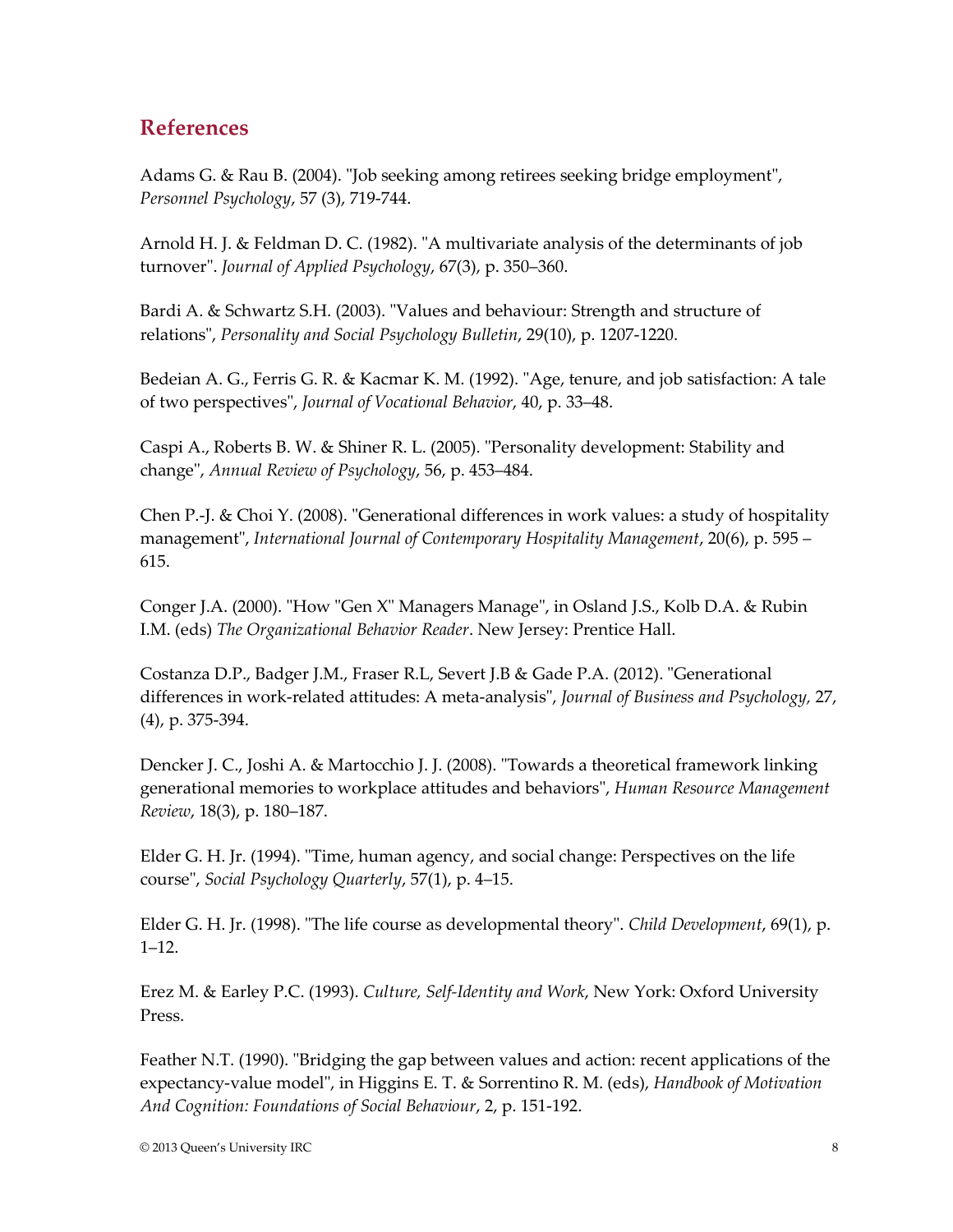## References

Adams G. & Rau B. (2004). "Job seeking among retirees seeking bridge employment", *Personnel Psychology*, 57 (3), 719-744.

Arnold H. J. & Feldman D. C. (1982). "A multivariate analysis of the determinants of job turnover". *Journal of Applied Psychology*, 67(3), p. 350–360.

Bardi A. & Schwartz S.H. (2003). "Values and behaviour: Strength and structure of relations", *Personality and Social Psychology Bulletin*, 29(10), p. 1207-1220.

Bedeian A. G., Ferris G. R. & Kacmar K. M. (1992). "Age, tenure, and job satisfaction: A tale of two perspectives", *Journal of Vocational Behavior*, 40, p. 33–48.

Caspi A., Roberts B. W. & Shiner R. L. (2005). "Personality development: Stability and change", *Annual Review of Psychology*, 56, p. 453–484.

Chen P.-J. & Choi Y. (2008). "Generational differences in work values: a study of hospitality management", *International Journal of Contemporary Hospitality Management*, 20(6), p. 595 – 615.

Conger J.A. (2000). "How "Gen X" Managers Manage", in Osland J.S., Kolb D.A. & Rubin I.M. (eds) *The Organizational Behavior Reader*. New Jersey: Prentice Hall.

Costanza D.P., Badger J.M., Fraser R.L, Severt J.B & Gade P.A. (2012). "Generational differences in work-related attitudes: A meta-analysis", *Journal of Business and Psychology*, 27, (4), p. 375-394.

Dencker J. C., Joshi A. & Martocchio J. J. (2008). "Towards a theoretical framework linking generational memories to workplace attitudes and behaviors", *Human Resource Management Review*, 18(3), p. 180–187.

Elder G. H. Jr. (1994). "Time, human agency, and social change: Perspectives on the life course", *Social Psychology Quarterly*, 57(1), p. 4–15.

Elder G. H. Jr. (1998). "The life course as developmental theory". *Child Development*, 69(1), p. 1–12.

Erez M. & Earley P.C. (1993). *Culture, Self-Identity and Work*, New York: Oxford University Press.

Feather N.T. (1990). "Bridging the gap between values and action: recent applications of the expectancy-value model", in Higgins E. T. & Sorrentino R. M. (eds), *Handbook of Motivation And Cognition: Foundations of Social Behaviour*, 2, p. 151-192.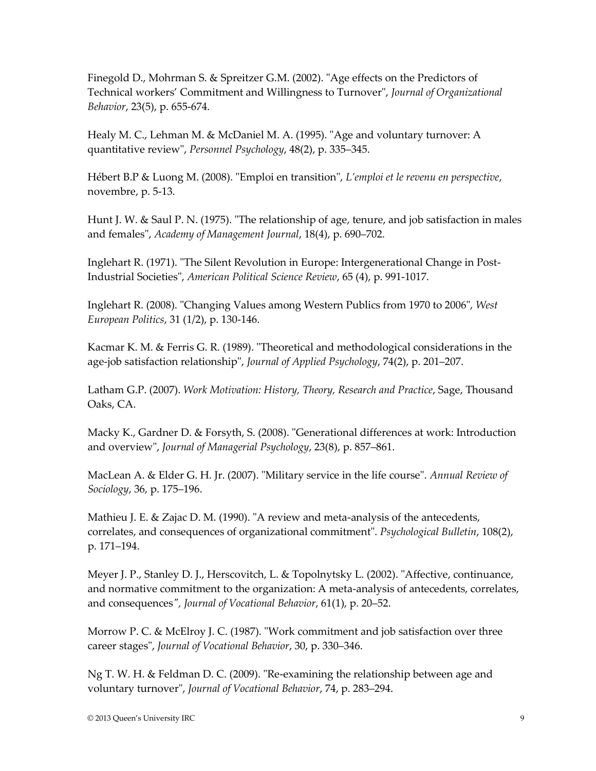Finegold D., Mohrman S. & Spreitzer G.M. (2002). "Age effects on the Predictors of Technical workers' Commitment and Willingness to Turnover", *Journal of Organizational Behavior*, 23(5), p. 655-674.

Healy M. C., Lehman M. & McDaniel M. A. (1995). "Age and voluntary turnover: A quantitative review", *Personnel Psychology*, 48(2), p. 335–345.

Hébert B.P & Luong M. (2008). "Emploi en transition", *L'emploi et le revenu en perspective*, novembre, p. 5-13.

Hunt J. W. & Saul P. N. (1975). "The relationship of age, tenure, and job satisfaction in males and females", *Academy of Management Journal*, 18(4), p. 690–702.

Inglehart R. (1971). "The Silent Revolution in Europe: Intergenerational Change in Post-Industrial Societies", *American Political Science Review*, 65 (4), p. 991-1017.

Inglehart R. (2008). "Changing Values among Western Publics from 1970 to 2006", *West European Politics*, 31 (1/2), p. 130-146.

Kacmar K. M. & Ferris G. R. (1989). "Theoretical and methodological considerations in the age-job satisfaction relationship", *Journal of Applied Psychology*, 74(2), p. 201–207.

Latham G.P. (2007). *Work Motivation: History, Theory, Research and Practice*, Sage, Thousand Oaks, CA.

Macky K., Gardner D. & Forsyth, S. (2008). "Generational differences at work: Introduction and overview", *Journal of Managerial Psychology*, 23(8), p. 857–861.

MacLean A. & Elder G. H. Jr. (2007). "Military service in the life course". *Annual Review of Sociology*, 36, p. 175–196.

Mathieu J. E. & Zajac D. M. (1990). "A review and meta-analysis of the antecedents, correlates, and consequences of organizational commitment". *Psychological Bulletin*, 108(2), p. 171–194.

Meyer J. P., Stanley D. J., Herscovitch, L. & Topolnytsky L. (2002). "Affective, continuance, and normative commitment to the organization: A meta-analysis of antecedents, correlates, and consequences", *Journal of Vocational Behavior*, 61(1), p. 20–52.

Morrow P. C. & McElroy J. C. (1987). "Work commitment and job satisfaction over three career stages", *Journal of Vocational Behavior*, 30, p. 330–346.

Ng T. W. H. & Feldman D. C. (2009). "Re-examining the relationship between age and voluntary turnover", *Journal of Vocational Behavior*, 74, p. 283–294.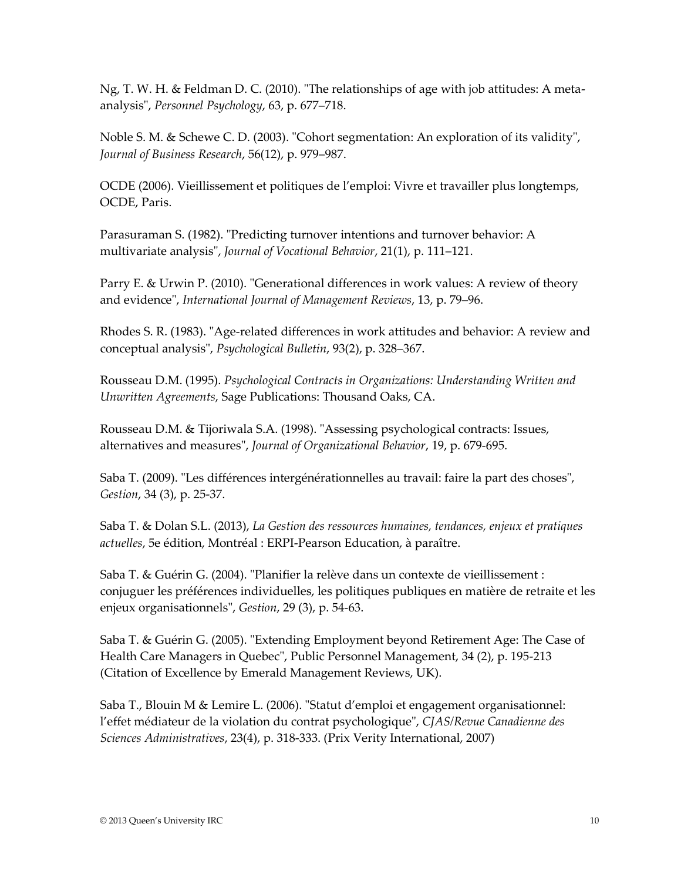Ng, T. W. H. & Feldman D. C. (2010). "The relationships of age with job attitudes: A meta-analysis", *Personnel Psychology*, 63, p. 677–718.

Noble S. M. & Schewe C. D. (2003). "Cohort segmentation: An exploration of its validity", *Journal of Business Research*, 56(12), p. 979–987.

OCDE (2006). Vieillissement et politiques de l'emploi: Vivre et travailler plus longtemps, OCDE, Paris.

Parasuraman S. (1982). "Predicting turnover intentions and turnover behavior: A multivariate analysis", *Journal of Vocational Behavior*, 21(1), p. 111–121.

Parry E. & Urwin P. (2010). "Generational differences in work values: A review of theory and evidence", *International Journal of Management Reviews*, 13, p. 79–96.

Rhodes S. R. (1983). "Age-related differences in work attitudes and behavior: A review and conceptual analysis", *Psychological Bulletin*, 93(2), p. 328–367.

Rousseau D.M. (1995). *Psychological Contracts in Organizations: Understanding Written and Unwritten Agreements*, Sage Publications: Thousand Oaks, CA.

Rousseau D.M. & Tijoriwala S.A. (1998). "Assessing psychological contracts: Issues, alternatives and measures", *Journal of Organizational Behavior*, 19, p. 679-695.

Saba T. (2009). "Les différences intergénérationnelles au travail: faire la part des choses", *Gestion*, 34 (3), p. 25-37.

Saba T. & Dolan S.L. (2013), *La Gestion des ressources humaines, tendances, enjeux et pratiques actuelles*, 5e édition, Montréal : ERPI-Pearson Education, à paraître.

Saba T. & Guérin G. (2004). "Planifier la relève dans un contexte de vieillissement : conjuguer les préférences individuelles, les politiques publiques en matière de retraite et les enjeux organisationnels", *Gestion*, 29 (3), p. 54-63.

Saba T. & Guérin G. (2005). "Extending Employment beyond Retirement Age: The Case of Health Care Managers in Quebec", Public Personnel Management, 34 (2), p. 195-213 (Citation of Excellence by Emerald Management Reviews, UK).

Saba T., Blouin M & Lemire L. (2006). "Statut d'emploi et engagement organisationnel: l'effet médiateur de la violation du contrat psychologique", *CJAS/Revue Canadienne des Sciences Administratives*, 23(4), p. 318-333. (Prix Verity International, 2007)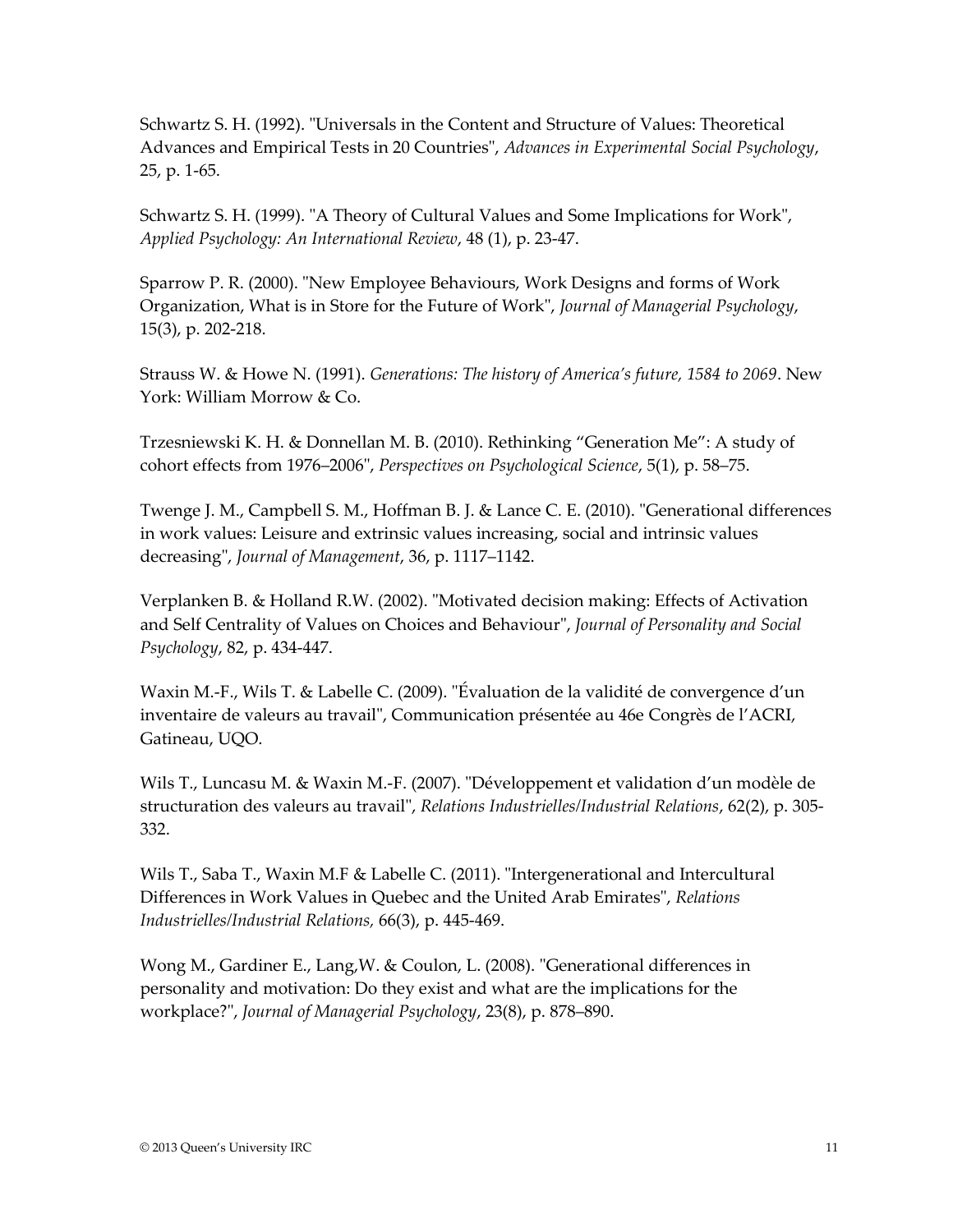Schwartz S. H. (1992). "Universals in the Content and Structure of Values: Theoretical Advances and Empirical Tests in 20 Countries", *Advances in Experimental Social Psychology*, 25, p. 1-65.

Schwartz S. H. (1999). "A Theory of Cultural Values and Some Implications for Work", *Applied Psychology: An International Review*, 48 (1), p. 23-47.

Sparrow P. R. (2000). "New Employee Behaviours, Work Designs and forms of Work Organization, What is in Store for the Future of Work", *Journal of Managerial Psychology*, 15(3), p. 202-218.

Strauss W. & Howe N. (1991). *Generations: The history of America's future, 1584 to 2069*. New York: William Morrow & Co.

Trzesniewski K. H. & Donnellan M. B. (2010). Rethinking "Generation Me": A study of cohort effects from 1976–2006", *Perspectives on Psychological Science*, 5(1), p. 58–75.

Twenge J. M., Campbell S. M., Hoffman B. J. & Lance C. E. (2010). "Generational differences in work values: Leisure and extrinsic values increasing, social and intrinsic values decreasing", *Journal of Management*, 36, p. 1117–1142.

Verplanken B. & Holland R.W. (2002). "Motivated decision making: Effects of Activation and Self Centrality of Values on Choices and Behaviour", *Journal of Personality and Social Psychology*, 82, p. 434-447.

Waxin M.-F., Wils T. & Labelle C. (2009). "Évaluation de la validité de convergence d'un inventaire de valeurs au travail", Communication présentée au 46e Congrès de l'ACRI, Gatineau, UQO.

Wils T., Luncasu M. & Waxin M.-F. (2007). "Développement et validation d'un modèle de structuration des valeurs au travail", *Relations Industrielles/Industrial Relations*, 62(2), p. 305-332.

Wils T., Saba T., Waxin M.F & Labelle C. (2011). "Intergenerational and Intercultural Differences in Work Values in Quebec and the United Arab Emirates", *Relations Industrielles/Industrial Relations,* 66(3), p. 445-469.

Wong M., Gardiner E., Lang,W. & Coulon, L. (2008). "Generational differences in personality and motivation: Do they exist and what are the implications for the workplace?", *Journal of Managerial Psychology*, 23(8), p. 878–890.